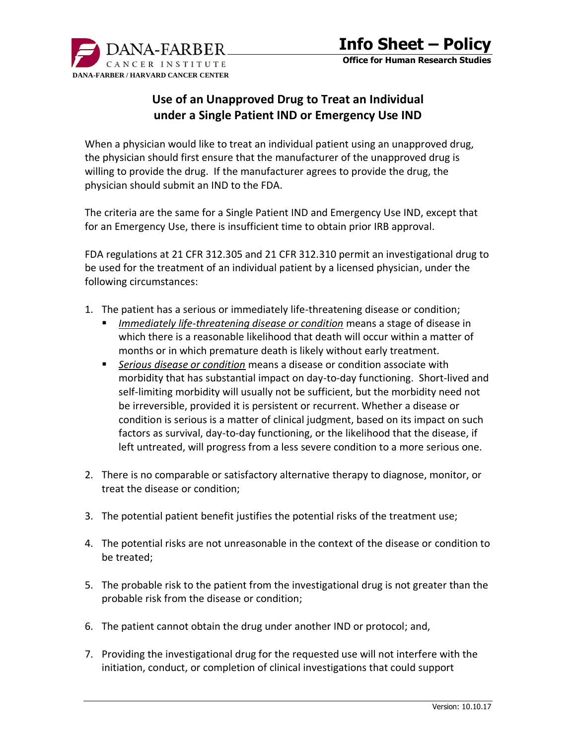# Info Sheet – Policy

**Office for Human Research Studies**

## Use of an Unapproved Drug to Treat an Individual under a Single Patient IND or Emergency Use IND

When a physician would like to treat an individual patient using an unapproved drug, the physician should first ensure that the manufacturer of the unapproved drug is willing to provide the drug. If the manufacturer agrees to provide the drug, the physician should submit an IND to the FDA.

The criteria are the same for a Single Patient IND and Emergency Use IND, except that for an Emergency Use, there is insufficient time to obtain prior IRB approval.

FDA regulations at 21 CFR 312.305 and 21 CFR 312.310 permit an investigational drug to be used for the treatment of an individual patient by a licensed physician, under the following circumstances:

1. The patient has a serious or immediately life-threatening disease or condition;
   - *Immediately life-threatening disease or condition* means a stage of disease in which there is a reasonable likelihood that death will occur within a matter of months or in which premature death is likely without early treatment.
   - *Serious disease or condition* means a disease or condition associate with morbidity that has substantial impact on day-to-day functioning. Short-lived and self-limiting morbidity will usually not be sufficient, but the morbidity need not be irreversible, provided it is persistent or recurrent. Whether a disease or condition is serious is a matter of clinical judgment, based on its impact on such factors as survival, day-to-day functioning, or the likelihood that the disease, if left untreated, will progress from a less severe condition to a more serious one.

2. There is no comparable or satisfactory alternative therapy to diagnose, monitor, or treat the disease or condition;

3. The potential patient benefit justifies the potential risks of the treatment use;

4. The potential risks are not unreasonable in the context of the disease or condition to be treated;

5. The probable risk to the patient from the investigational drug is not greater than the probable risk from the disease or condition;

6. The patient cannot obtain the drug under another IND or protocol; and,

7. Providing the investigational drug for the requested use will not interfere with the initiation, conduct, or completion of clinical investigations that could support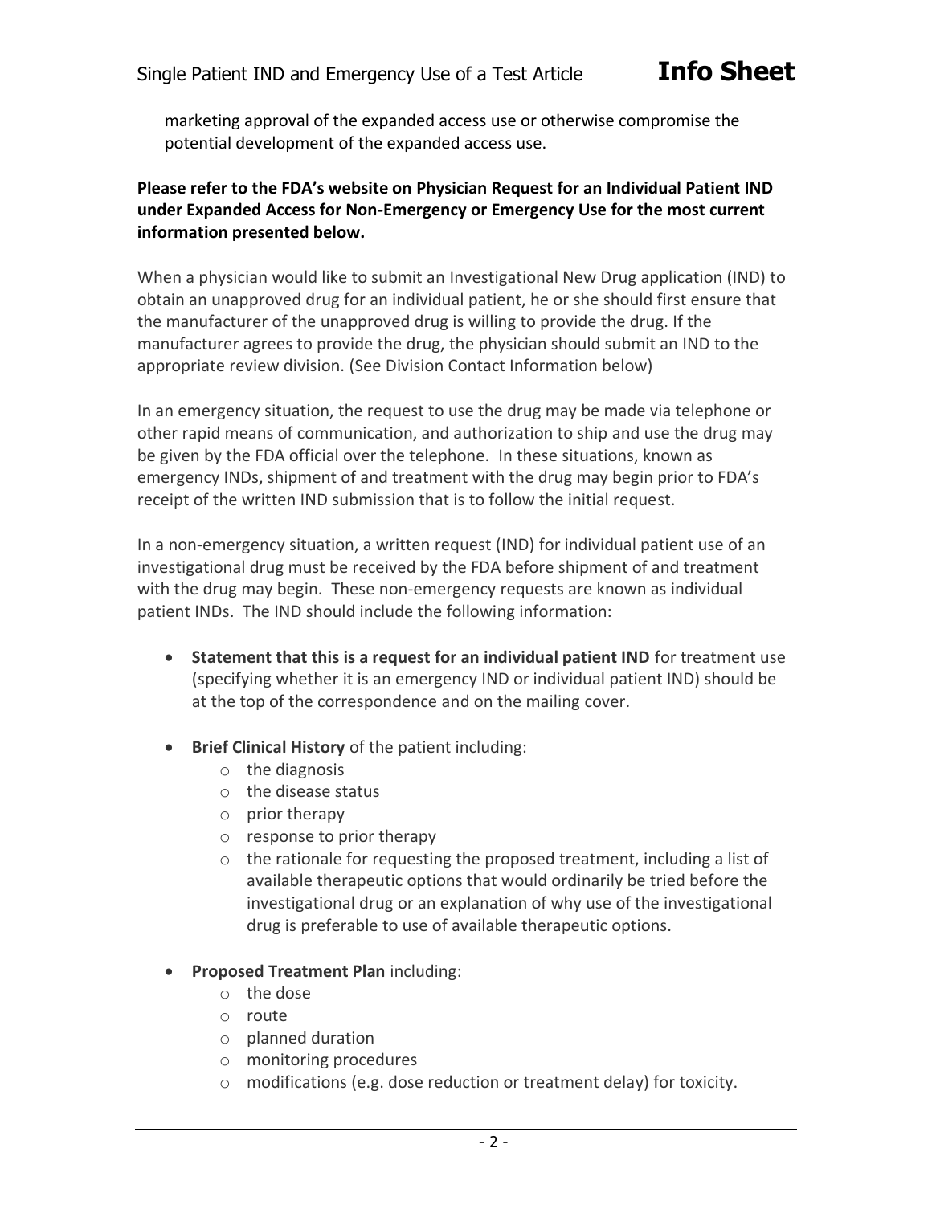marketing approval of the expanded access use or otherwise compromise the potential development of the expanded access use.

**Please refer to the FDA's website on Physician Request for an Individual Patient IND under Expanded Access for Non-Emergency or Emergency Use for the most current information presented below.**

When a physician would like to submit an Investigational New Drug application (IND) to obtain an unapproved drug for an individual patient, he or she should first ensure that the manufacturer of the unapproved drug is willing to provide the drug. If the manufacturer agrees to provide the drug, the physician should submit an IND to the appropriate review division. (See Division Contact Information below)

In an emergency situation, the request to use the drug may be made via telephone or other rapid means of communication, and authorization to ship and use the drug may be given by the FDA official over the telephone. In these situations, known as emergency INDs, shipment of and treatment with the drug may begin prior to FDA's receipt of the written IND submission that is to follow the initial request.

In a non-emergency situation, a written request (IND) for individual patient use of an investigational drug must be received by the FDA before shipment of and treatment with the drug may begin. These non-emergency requests are known as individual patient INDs. The IND should include the following information:

- **Statement that this is a request for an individual patient IND** for treatment use (specifying whether it is an emergency IND or individual patient IND) should be at the top of the correspondence and on the mailing cover.
- **Brief Clinical History** of the patient including:
    - the diagnosis
    - the disease status
    - prior therapy
    - response to prior therapy
    - the rationale for requesting the proposed treatment, including a list of available therapeutic options that would ordinarily be tried before the investigational drug or an explanation of why use of the investigational drug is preferable to use of available therapeutic options.
- **Proposed Treatment Plan** including:
    - the dose
    - route
    - planned duration
    - monitoring procedures
    - modifications (e.g. dose reduction or treatment delay) for toxicity.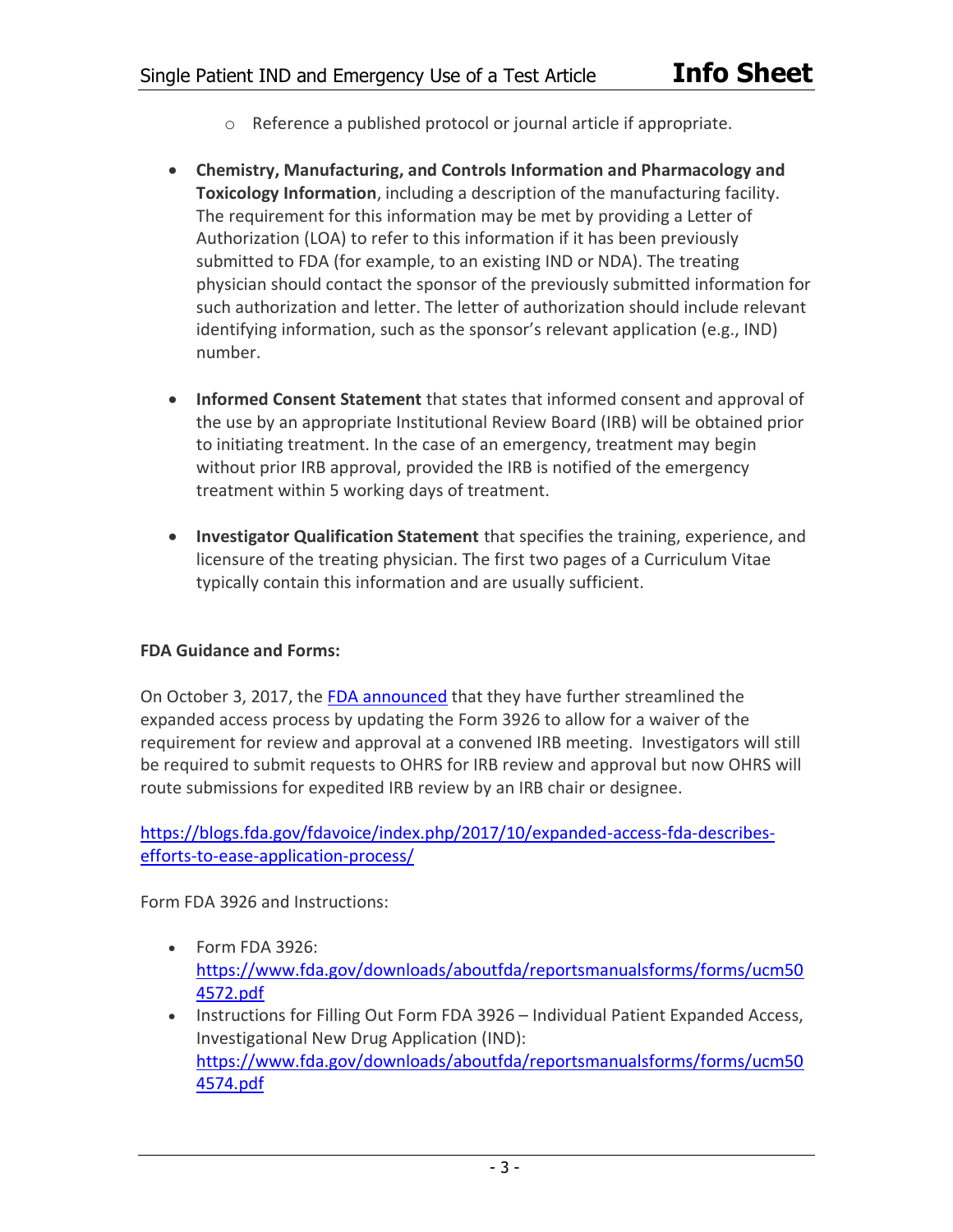- Reference a published protocol or journal article if appropriate.

- **Chemistry, Manufacturing, and Controls Information and Pharmacology and Toxicology Information**, including a description of the manufacturing facility. The requirement for this information may be met by providing a Letter of Authorization (LOA) to refer to this information if it has been previously submitted to FDA (for example, to an existing IND or NDA). The treating physician should contact the sponsor of the previously submitted information for such authorization and letter. The letter of authorization should include relevant identifying information, such as the sponsor's relevant application (e.g., IND) number.

- **Informed Consent Statement** that states that informed consent and approval of the use by an appropriate Institutional Review Board (IRB) will be obtained prior to initiating treatment. In the case of an emergency, treatment may begin without prior IRB approval, provided the IRB is notified of the emergency treatment within 5 working days of treatment.

- **Investigator Qualification Statement** that specifies the training, experience, and licensure of the treating physician. The first two pages of a Curriculum Vitae typically contain this information and are usually sufficient.

**FDA Guidance and Forms:**

On October 3, 2017, the [FDA announced](https://blogs.fda.gov/fdavoice/index.php/2017/10/expanded-access-fda-describes-efforts-to-ease-application-process/) that they have further streamlined the expanded access process by updating the Form 3926 to allow for a waiver of the requirement for review and approval at a convened IRB meeting. Investigators will still be required to submit requests to OHRS for IRB review and approval but now OHRS will route submissions for expedited IRB review by an IRB chair or designee.

https://blogs.fda.gov/fdavoice/index.php/2017/10/expanded-access-fda-describes-efforts-to-ease-application-process/

Form FDA 3926 and Instructions:

- Form FDA 3926: https://www.fda.gov/downloads/aboutfda/reportsmanualsforms/forms/ucm504572.pdf
- Instructions for Filling Out Form FDA 3926 – Individual Patient Expanded Access, Investigational New Drug Application (IND): https://www.fda.gov/downloads/aboutfda/reportsmanualsforms/forms/ucm504574.pdf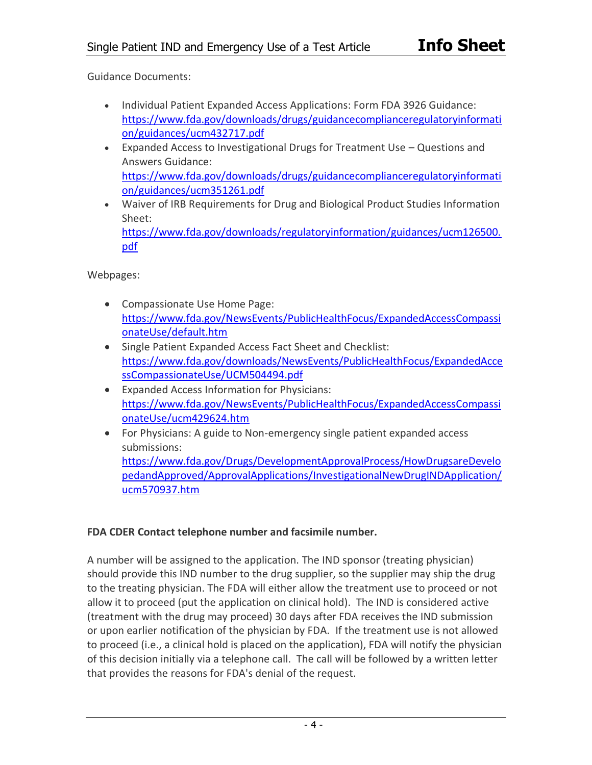Guidance Documents:

- Individual Patient Expanded Access Applications: Form FDA 3926 Guidance: https://www.fda.gov/downloads/drugs/guidancecomplianceregulatoryinformation/guidances/ucm432717.pdf
- Expanded Access to Investigational Drugs for Treatment Use – Questions and Answers Guidance: https://www.fda.gov/downloads/drugs/guidancecomplianceregulatoryinformation/guidances/ucm351261.pdf
- Waiver of IRB Requirements for Drug and Biological Product Studies Information Sheet: https://www.fda.gov/downloads/regulatoryinformation/guidances/ucm126500.pdf

Webpages:

- Compassionate Use Home Page: https://www.fda.gov/NewsEvents/PublicHealthFocus/ExpandedAccessCompassionateUse/default.htm
- Single Patient Expanded Access Fact Sheet and Checklist: https://www.fda.gov/downloads/NewsEvents/PublicHealthFocus/ExpandedAccessCompassionateUse/UCM504494.pdf
- Expanded Access Information for Physicians: https://www.fda.gov/NewsEvents/PublicHealthFocus/ExpandedAccessCompassionateUse/ucm429624.htm
- For Physicians: A guide to Non-emergency single patient expanded access submissions: https://www.fda.gov/Drugs/DevelopmentApprovalProcess/HowDrugsareDevelopedandApproved/ApprovalApplications/InvestigationalNewDrugINDApplication/ucm570937.htm

**FDA CDER Contact telephone number and facsimile number.**

A number will be assigned to the application. The IND sponsor (treating physician) should provide this IND number to the drug supplier, so the supplier may ship the drug to the treating physician. The FDA will either allow the treatment use to proceed or not allow it to proceed (put the application on clinical hold). The IND is considered active (treatment with the drug may proceed) 30 days after FDA receives the IND submission or upon earlier notification of the physician by FDA. If the treatment use is not allowed to proceed (i.e., a clinical hold is placed on the application), FDA will notify the physician of this decision initially via a telephone call. The call will be followed by a written letter that provides the reasons for FDA's denial of the request.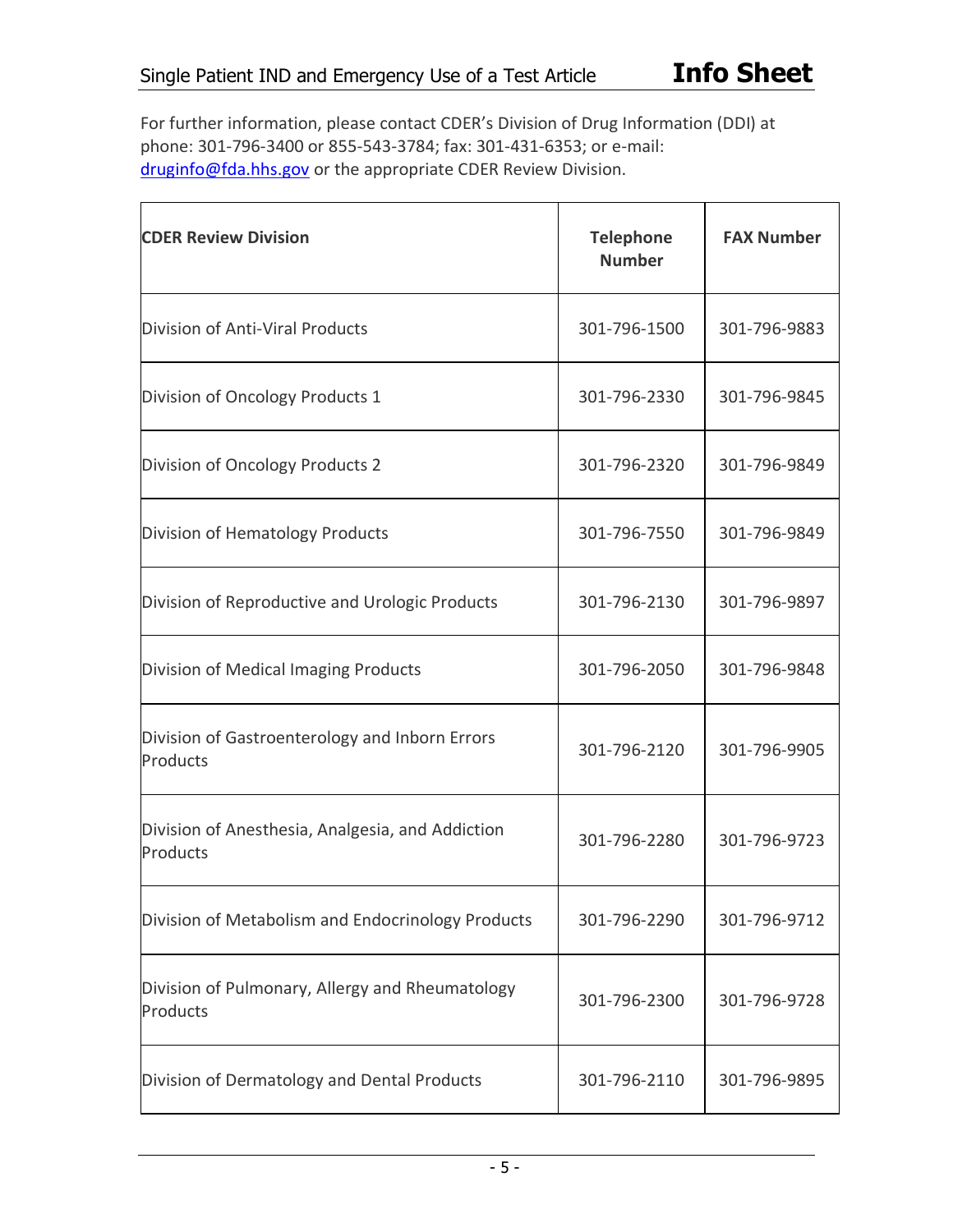For further information, please contact CDER's Division of Drug Information (DDI) at phone: 301-796-3400 or 855-543-3784; fax: 301-431-6353; or e-mail: druginfo@fda.hhs.gov or the appropriate CDER Review Division.

| CDER Review Division | Telephone Number | FAX Number |
|---|---|---|
| Division of Anti-Viral Products | 301-796-1500 | 301-796-9883 |
| Division of Oncology Products 1 | 301-796-2330 | 301-796-9845 |
| Division of Oncology Products 2 | 301-796-2320 | 301-796-9849 |
| Division of Hematology Products | 301-796-7550 | 301-796-9849 |
| Division of Reproductive and Urologic Products | 301-796-2130 | 301-796-9897 |
| Division of Medical Imaging Products | 301-796-2050 | 301-796-9848 |
| Division of Gastroenterology and Inborn Errors Products | 301-796-2120 | 301-796-9905 |
| Division of Anesthesia, Analgesia, and Addiction Products | 301-796-2280 | 301-796-9723 |
| Division of Metabolism and Endocrinology Products | 301-796-2290 | 301-796-9712 |
| Division of Pulmonary, Allergy and Rheumatology Products | 301-796-2300 | 301-796-9728 |
| Division of Dermatology and Dental Products | 301-796-2110 | 301-796-9895 |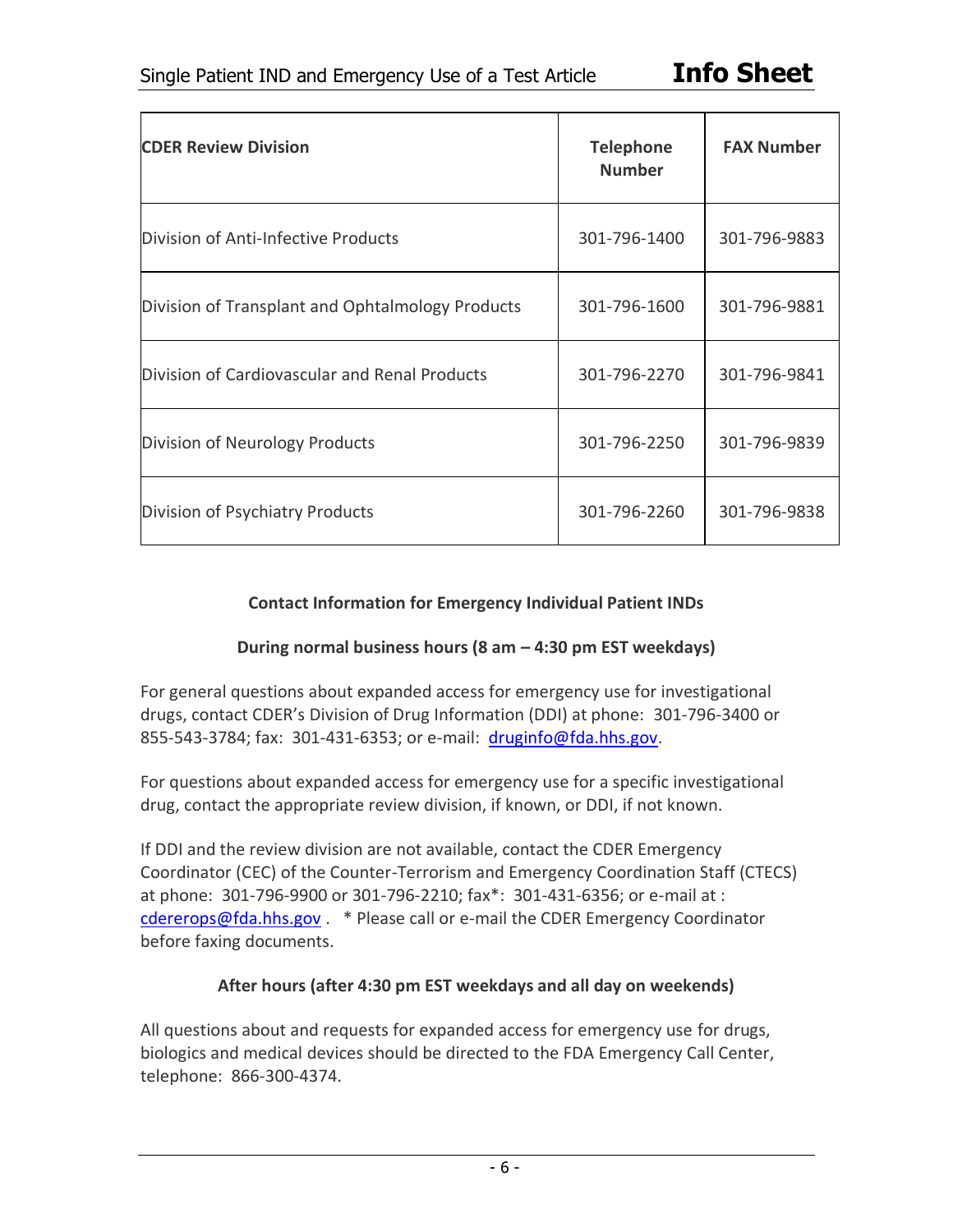| CDER Review Division | Telephone Number | FAX Number |
|---|---|---|
| Division of Anti-Infective Products | 301-796-1400 | 301-796-9883 |
| Division of Transplant and Ophtalmology Products | 301-796-1600 | 301-796-9881 |
| Division of Cardiovascular and Renal Products | 301-796-2270 | 301-796-9841 |
| Division of Neurology Products | 301-796-2250 | 301-796-9839 |
| Division of Psychiatry Products | 301-796-2260 | 301-796-9838 |

### Contact Information for Emergency Individual Patient INDs

#### During normal business hours (8 am – 4:30 pm EST weekdays)

For general questions about expanded access for emergency use for investigational drugs, contact CDER's Division of Drug Information (DDI) at phone: 301-796-3400 or 855-543-3784; fax: 301-431-6353; or e-mail: druginfo@fda.hhs.gov.

For questions about expanded access for emergency use for a specific investigational drug, contact the appropriate review division, if known, or DDI, if not known.

If DDI and the review division are not available, contact the CDER Emergency Coordinator (CEC) of the Counter-Terrorism and Emergency Coordination Staff (CTECS) at phone: 301-796-9900 or 301-796-2210; fax*: 301-431-6356; or e-mail at : cdererops@fda.hhs.gov . * Please call or e-mail the CDER Emergency Coordinator before faxing documents.

#### After hours (after 4:30 pm EST weekdays and all day on weekends)

All questions about and requests for expanded access for emergency use for drugs, biologics and medical devices should be directed to the FDA Emergency Call Center, telephone: 866-300-4374.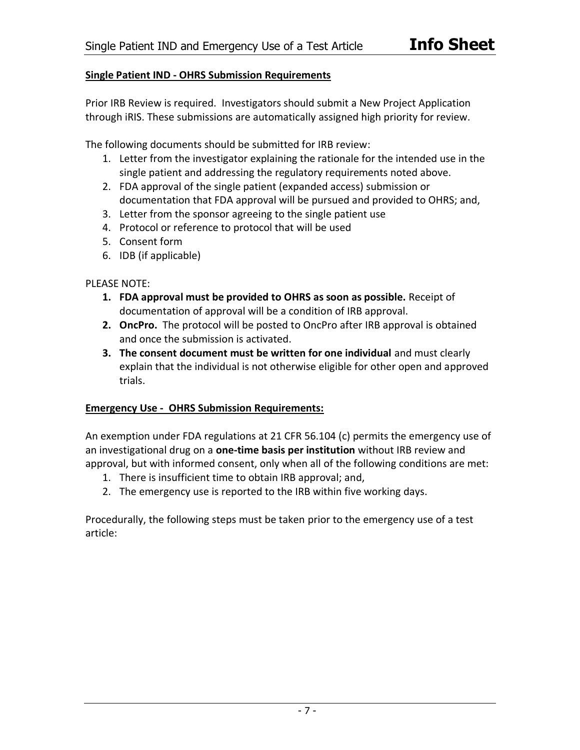**Single Patient IND - OHRS Submission Requirements**

Prior IRB Review is required. Investigators should submit a New Project Application through iRIS. These submissions are automatically assigned high priority for review.

The following documents should be submitted for IRB review:

1. Letter from the investigator explaining the rationale for the intended use in the single patient and addressing the regulatory requirements noted above.
2. FDA approval of the single patient (expanded access) submission or documentation that FDA approval will be pursued and provided to OHRS; and,
3. Letter from the sponsor agreeing to the single patient use
4. Protocol or reference to protocol that will be used
5. Consent form
6. IDB (if applicable)

PLEASE NOTE:

1. **FDA approval must be provided to OHRS as soon as possible.** Receipt of documentation of approval will be a condition of IRB approval.
2. **OncPro.** The protocol will be posted to OncPro after IRB approval is obtained and once the submission is activated.
3. **The consent document must be written for one individual** and must clearly explain that the individual is not otherwise eligible for other open and approved trials.

**Emergency Use - OHRS Submission Requirements:**

An exemption under FDA regulations at 21 CFR 56.104 (c) permits the emergency use of an investigational drug on a **one-time basis per institution** without IRB review and approval, but with informed consent, only when all of the following conditions are met:

1. There is insufficient time to obtain IRB approval; and,
2. The emergency use is reported to the IRB within five working days.

Procedurally, the following steps must be taken prior to the emergency use of a test article: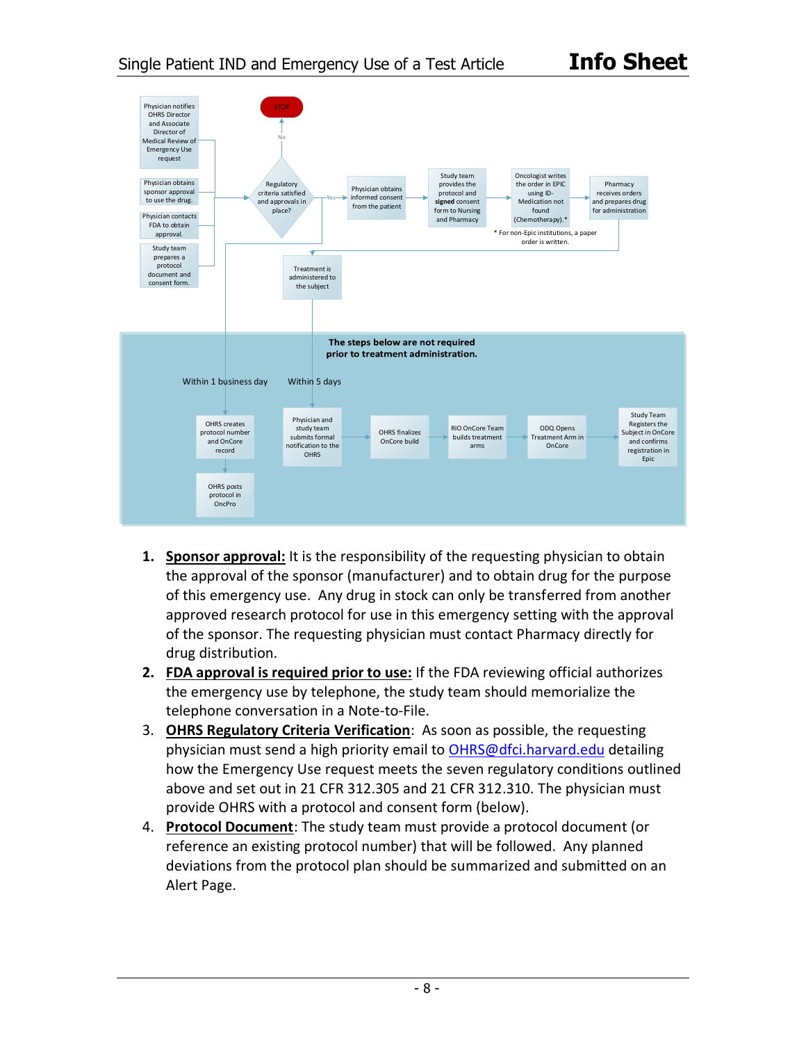Physician notifies OHRS Director and Associate Director of Medical Review of Emergency Use request

Physician obtains sponsor approval to use the drug.

Physician contacts FDA to obtain approval.

Study team prepares a protocol document and consent form.

Regulatory criteria satisfied and approvals in place?

No → STOP

Yes → Physician obtains informed consent from the patient → Study team provides the protocol and **signed** consent form to Nursing and Pharmacy → Oncologist writes the order in EPIC using ID-Medication not found (Chemotherapy).* → Pharmacy receives orders and prepares drug for administration

\* For non-Epic institutions, a paper order is written.

Treatment is administered to the subject

**The steps below are not required prior to treatment administration.**

Within 1 business day: OHRS creates protocol number and OnCore record → OHRS posts protocol in OncPro

Within 5 days: Physician and study team submits formal notification to the OHRS → OHRS finalizes OnCore build → RIO OnCore Team builds treatment arms → ODQ Opens Treatment Arm in OnCore → Study Team Registers the Subject in OnCore and confirms registration in Epic

1. **<u>Sponsor approval:</u>** It is the responsibility of the requesting physician to obtain the approval of the sponsor (manufacturer) and to obtain drug for the purpose of this emergency use. Any drug in stock can only be transferred from another approved research protocol for use in this emergency setting with the approval of the sponsor. The requesting physician must contact Pharmacy directly for drug distribution.
2. **<u>FDA approval is required prior to use:</u>** If the FDA reviewing official authorizes the emergency use by telephone, the study team should memorialize the telephone conversation in a Note-to-File.
3. **<u>OHRS Regulatory Criteria Verification</u>**: As soon as possible, the requesting physician must send a high priority email to OHRS@dfci.harvard.edu detailing how the Emergency Use request meets the seven regulatory conditions outlined above and set out in 21 CFR 312.305 and 21 CFR 312.310. The physician must provide OHRS with a protocol and consent form (below).
4. **<u>Protocol Document</u>**: The study team must provide a protocol document (or reference an existing protocol number) that will be followed. Any planned deviations from the protocol plan should be summarized and submitted on an Alert Page.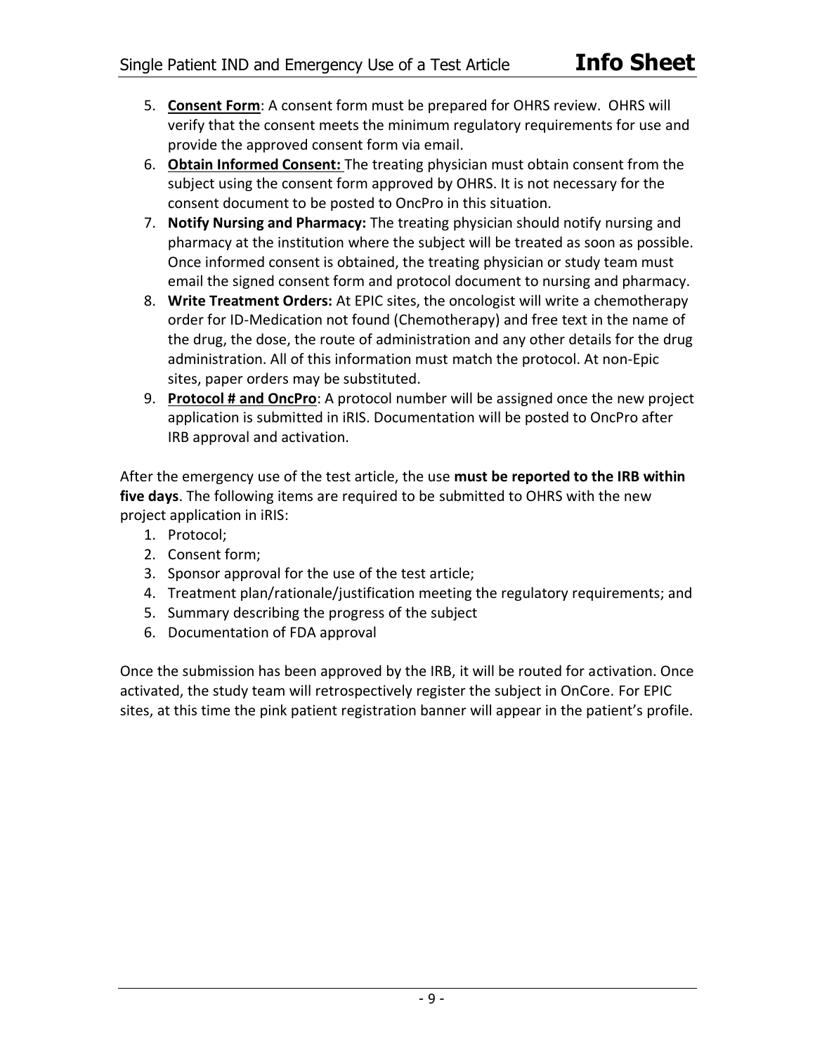5. **Consent Form**: A consent form must be prepared for OHRS review. OHRS will verify that the consent meets the minimum regulatory requirements for use and provide the approved consent form via email.
6. **Obtain Informed Consent:** The treating physician must obtain consent from the subject using the consent form approved by OHRS. It is not necessary for the consent document to be posted to OncPro in this situation.
7. **Notify Nursing and Pharmacy:** The treating physician should notify nursing and pharmacy at the institution where the subject will be treated as soon as possible. Once informed consent is obtained, the treating physician or study team must email the signed consent form and protocol document to nursing and pharmacy.
8. **Write Treatment Orders:** At EPIC sites, the oncologist will write a chemotherapy order for ID-Medication not found (Chemotherapy) and free text in the name of the drug, the dose, the route of administration and any other details for the drug administration. All of this information must match the protocol. At non-Epic sites, paper orders may be substituted.
9. **Protocol # and OncPro**: A protocol number will be assigned once the new project application is submitted in iRIS. Documentation will be posted to OncPro after IRB approval and activation.

After the emergency use of the test article, the use **must be reported to the IRB within five days**. The following items are required to be submitted to OHRS with the new project application in iRIS:

1. Protocol;
2. Consent form;
3. Sponsor approval for the use of the test article;
4. Treatment plan/rationale/justification meeting the regulatory requirements; and
5. Summary describing the progress of the subject
6. Documentation of FDA approval

Once the submission has been approved by the IRB, it will be routed for activation. Once activated, the study team will retrospectively register the subject in OnCore. For EPIC sites, at this time the pink patient registration banner will appear in the patient's profile.